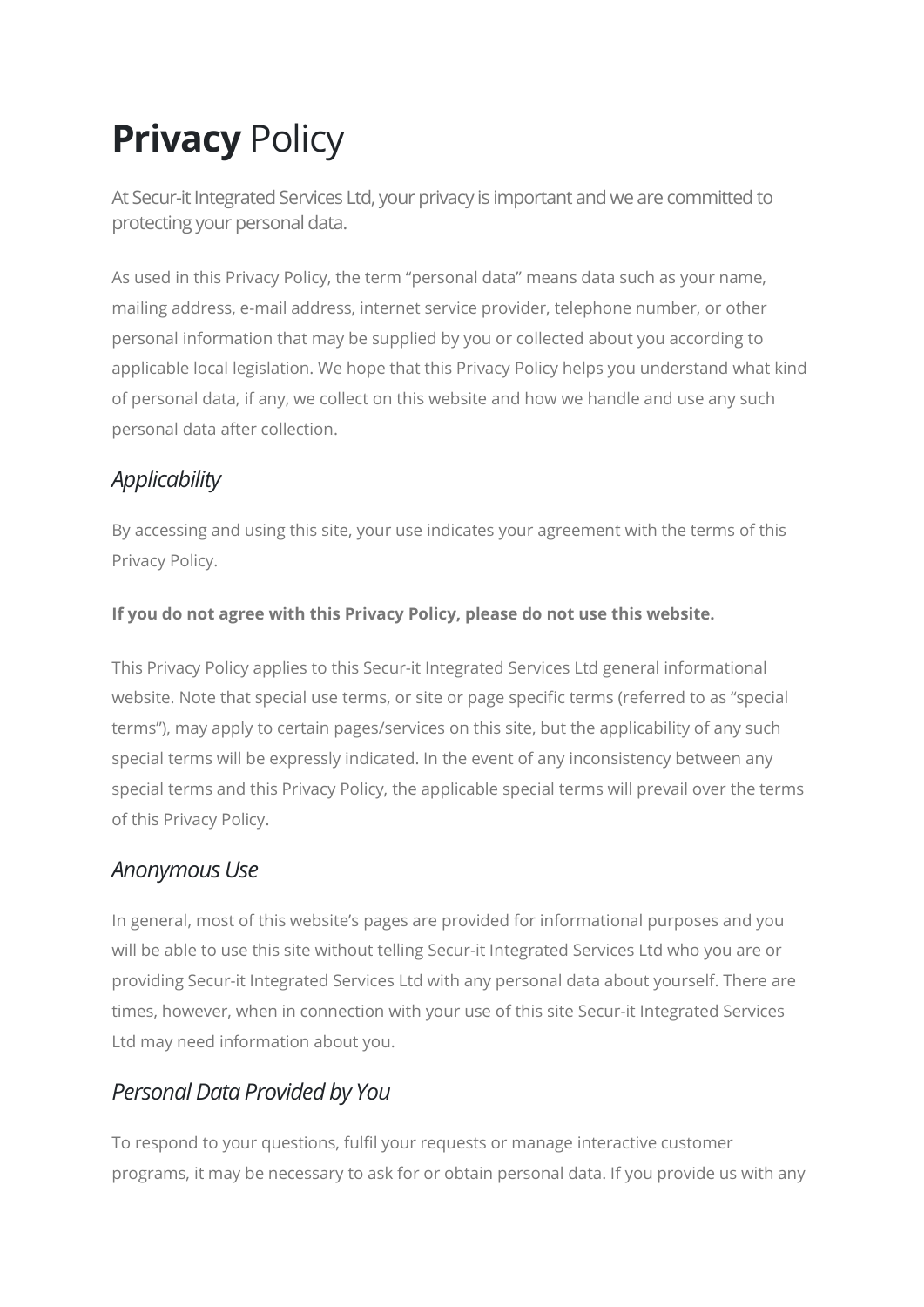# **Privacy** Policy

At Secur-it Integrated Services Ltd, your privacy is important and we are committed to protecting your personal data.

As used in this Privacy Policy, the term "personal data" means data such as your name, mailing address, e-mail address, internet service provider, telephone number, or other personal information that may be supplied by you or collected about you according to applicable local legislation. We hope that this Privacy Policy helps you understand what kind of personal data, if any, we collect on this website and how we handle and use any such personal data after collection.

## *Applicability*

By accessing and using this site, your use indicates your agreement with the terms of this Privacy Policy.

**If you do not agree with this Privacy Policy, please do not use this website.**

This Privacy Policy applies to this Secur-it Integrated Services Ltd general informational website. Note that special use terms, or site or page specific terms (referred to as "special terms"), may apply to certain pages/services on this site, but the applicability of any such special terms will be expressly indicated. In the event of any inconsistency between any special terms and this Privacy Policy, the applicable special terms will prevail over the terms of this Privacy Policy.

## *Anonymous Use*

In general, most of this website's pages are provided for informational purposes and you will be able to use this site without telling Secur-it Integrated Services Ltd who you are or providing Secur-it Integrated Services Ltd with any personal data about yourself. There are times, however, when in connection with your use of this site Secur-it Integrated Services Ltd may need information about you.

## *Personal Data Provided by You*

To respond to your questions, fulfil your requests or manage interactive customer programs, it may be necessary to ask for or obtain personal data. If you provide us with any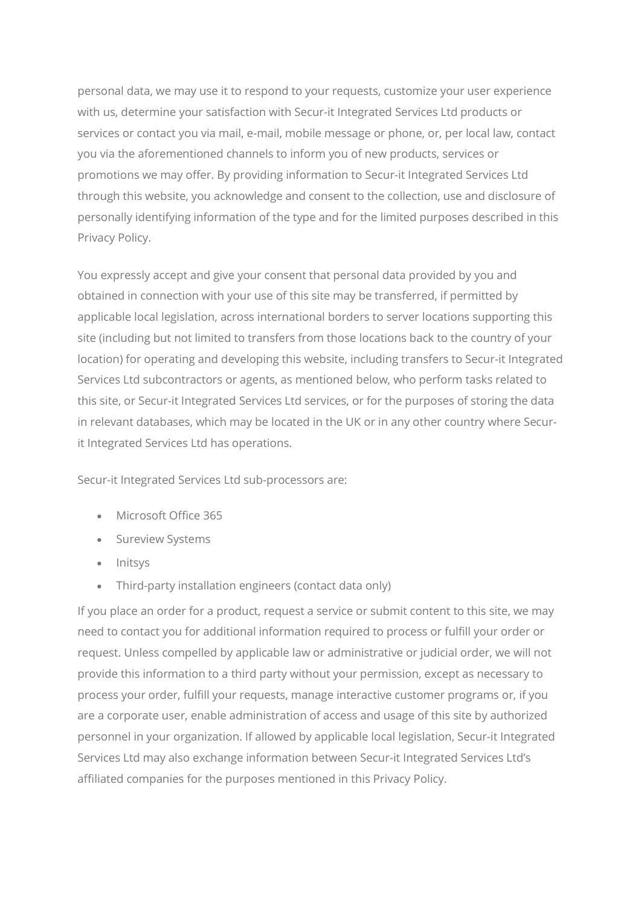personal data, we may use it to respond to your requests, customize your user experience with us, determine your satisfaction with Secur-it Integrated Services Ltd products or services or contact you via mail, e-mail, mobile message or phone, or, per local law, contact you via the aforementioned channels to inform you of new products, services or promotions we may offer. By providing information to Secur-it Integrated Services Ltd through this website, you acknowledge and consent to the collection, use and disclosure of personally identifying information of the type and for the limited purposes described in this Privacy Policy.

You expressly accept and give your consent that personal data provided by you and obtained in connection with your use of this site may be transferred, if permitted by applicable local legislation, across international borders to server locations supporting this site (including but not limited to transfers from those locations back to the country of your location) for operating and developing this website, including transfers to Secur-it Integrated Services Ltd subcontractors or agents, as mentioned below, who perform tasks related to this site, or Secur-it Integrated Services Ltd services, or for the purposes of storing the data in relevant databases, which may be located in the UK or in any other country where Secur-it Integrated Services Ltd has operations.

Secur-it Integrated Services Ltd sub-processors are:

- Microsoft Office 365
- Sureview Systems
- Initsys
- Third-party installation engineers (contact data only)

If you place an order for a product, request a service or submit content to this site, we may need to contact you for additional information required to process or fulfill your order or request. Unless compelled by applicable law or administrative or judicial order, we will not provide this information to a third party without your permission, except as necessary to process your order, fulfill your requests, manage interactive customer programs or, if you are a corporate user, enable administration of access and usage of this site by authorized personnel in your organization. If allowed by applicable local legislation, Secur-it Integrated Services Ltd may also exchange information between Secur-it Integrated Services Ltd's affiliated companies for the purposes mentioned in this Privacy Policy.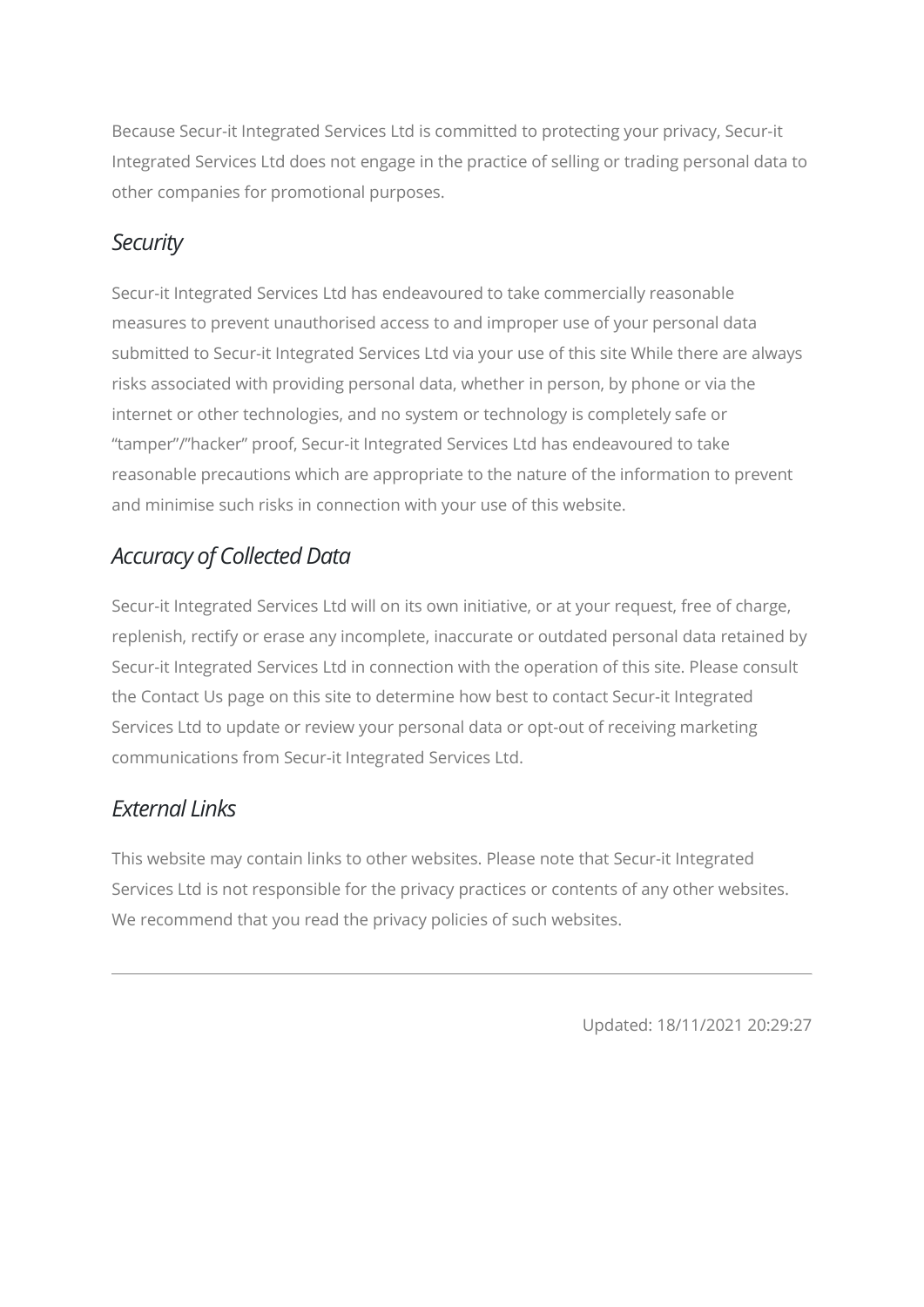Because Secur-it Integrated Services Ltd is committed to protecting your privacy, Secur-it Integrated Services Ltd does not engage in the practice of selling or trading personal data to other companies for promotional purposes.

## *Security*

Secur-it Integrated Services Ltd has endeavoured to take commercially reasonable measures to prevent unauthorised access to and improper use of your personal data submitted to Secur-it Integrated Services Ltd via your use of this site While there are always risks associated with providing personal data, whether in person, by phone or via the internet or other technologies, and no system or technology is completely safe or "tamper"/"hacker" proof, Secur-it Integrated Services Ltd has endeavoured to take reasonable precautions which are appropriate to the nature of the information to prevent and minimise such risks in connection with your use of this website.

## *Accuracy of Collected Data*

Secur-it Integrated Services Ltd will on its own initiative, or at your request, free of charge, replenish, rectify or erase any incomplete, inaccurate or outdated personal data retained by Secur-it Integrated Services Ltd in connection with the operation of this site. Please consult the Contact Us page on this site to determine how best to contact Secur-it Integrated Services Ltd to update or review your personal data or opt-out of receiving marketing communications from Secur-it Integrated Services Ltd.

## *External Links*

This website may contain links to other websites. Please note that Secur-it Integrated Services Ltd is not responsible for the privacy practices or contents of any other websites. We recommend that you read the privacy policies of such websites.

---

Updated: 18/11/2021 20:29:27